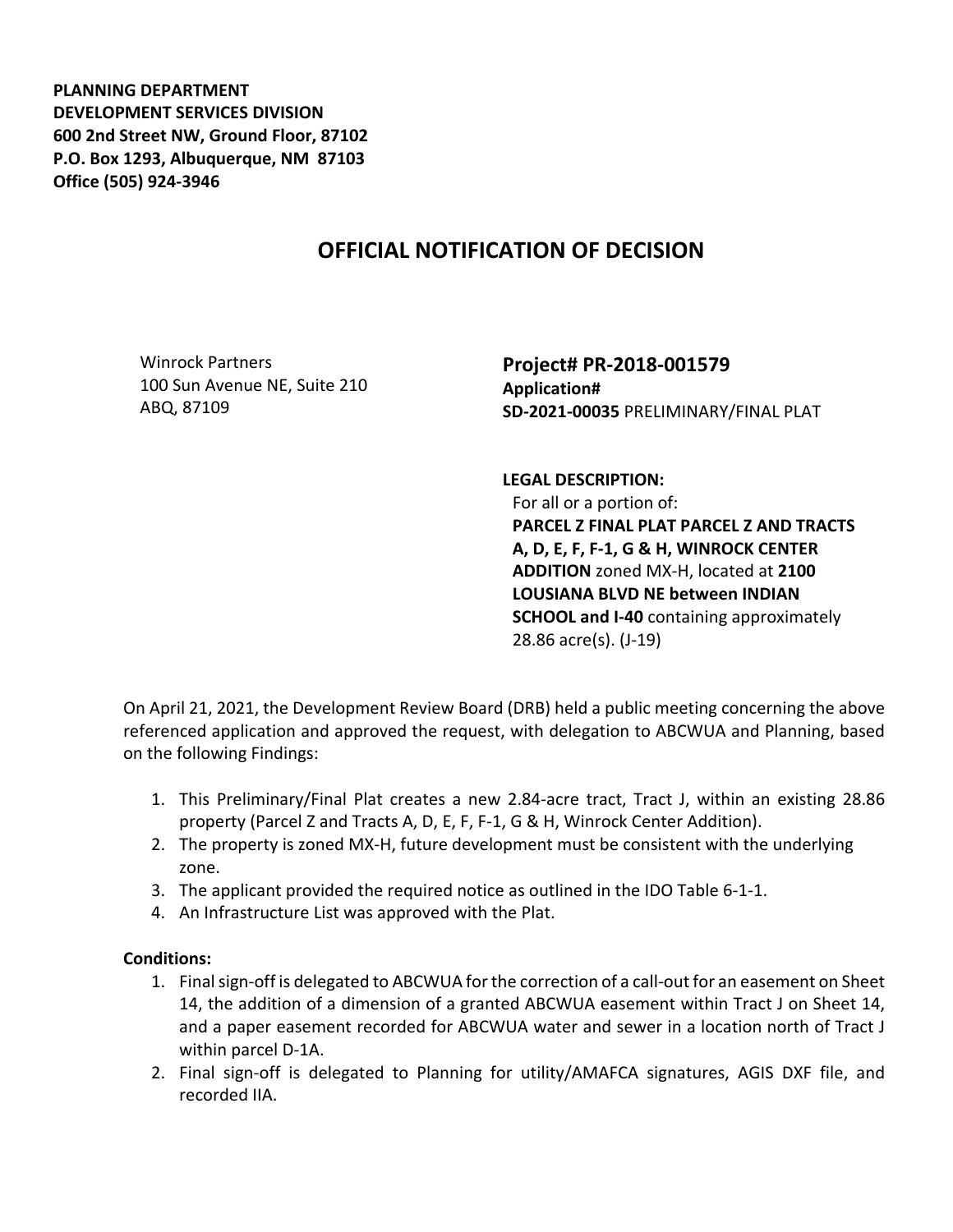**PLANNING DEPARTMENT**
**DEVELOPMENT SERVICES DIVISION**
**600 2nd Street NW, Ground Floor, 87102**
**P.O. Box 1293, Albuquerque, NM 87103**
**Office (505) 924-3946**

# OFFICIAL NOTIFICATION OF DECISION

Winrock Partners
100 Sun Avenue NE, Suite 210
ABQ, 87109

**Project# PR-2018-001579**
**Application#**
**SD-2021-00035** PRELIMINARY/FINAL PLAT

**LEGAL DESCRIPTION:**
For all or a portion of:
**PARCEL Z FINAL PLAT PARCEL Z AND TRACTS A, D, E, F, F-1, G & H, WINROCK CENTER ADDITION** zoned MX-H, located at **2100 LOUSIANA BLVD NE between INDIAN SCHOOL and I-40** containing approximately 28.86 acre(s). (J-19)

On April 21, 2021, the Development Review Board (DRB) held a public meeting concerning the above referenced application and approved the request, with delegation to ABCWUA and Planning, based on the following Findings:

1. This Preliminary/Final Plat creates a new 2.84-acre tract, Tract J, within an existing 28.86 property (Parcel Z and Tracts A, D, E, F, F-1, G & H, Winrock Center Addition).
2. The property is zoned MX-H, future development must be consistent with the underlying zone.
3. The applicant provided the required notice as outlined in the IDO Table 6-1-1.
4. An Infrastructure List was approved with the Plat.

**Conditions:**

1. Final sign-off is delegated to ABCWUA for the correction of a call-out for an easement on Sheet 14, the addition of a dimension of a granted ABCWUA easement within Tract J on Sheet 14, and a paper easement recorded for ABCWUA water and sewer in a location north of Tract J within parcel D-1A.
2. Final sign-off is delegated to Planning for utility/AMAFCA signatures, AGIS DXF file, and recorded IIA.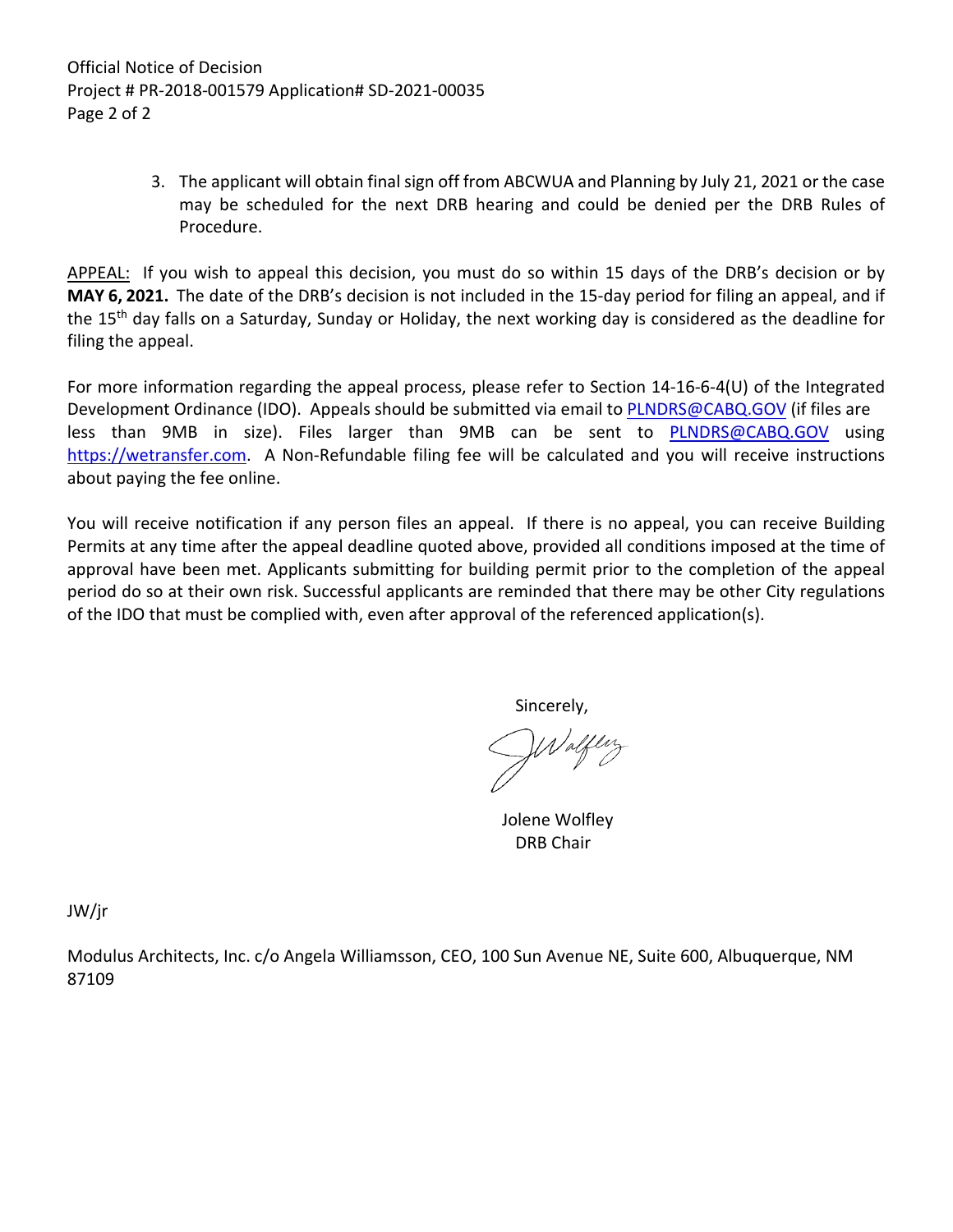3. The applicant will obtain final sign off from ABCWUA and Planning by July 21, 2021 or the case may be scheduled for the next DRB hearing and could be denied per the DRB Rules of Procedure.

APPEAL: If you wish to appeal this decision, you must do so within 15 days of the DRB's decision or by **MAY 6, 2021.** The date of the DRB's decision is not included in the 15-day period for filing an appeal, and if the 15th day falls on a Saturday, Sunday or Holiday, the next working day is considered as the deadline for filing the appeal.

For more information regarding the appeal process, please refer to Section 14-16-6-4(U) of the Integrated Development Ordinance (IDO). Appeals should be submitted via email to PLNDRS@CABQ.GOV (if files are less than 9MB in size). Files larger than 9MB can be sent to PLNDRS@CABQ.GOV using https://wetransfer.com. A Non-Refundable filing fee will be calculated and you will receive instructions about paying the fee online.

You will receive notification if any person files an appeal. If there is no appeal, you can receive Building Permits at any time after the appeal deadline quoted above, provided all conditions imposed at the time of approval have been met. Applicants submitting for building permit prior to the completion of the appeal period do so at their own risk. Successful applicants are reminded that there may be other City regulations of the IDO that must be complied with, even after approval of the referenced application(s).

Sincerely,

Jolene Wolfley
DRB Chair

JW/jr

Modulus Architects, Inc. c/o Angela Williamsson, CEO, 100 Sun Avenue NE, Suite 600, Albuquerque, NM 87109